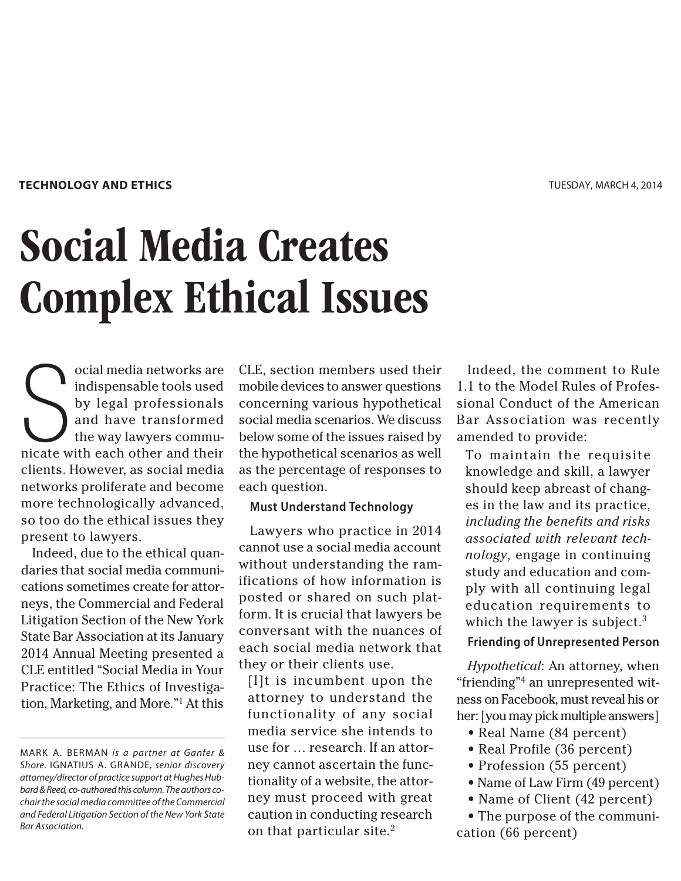TECHNOLOGY AND ETHICS

TUESDAY, MARCH 4, 2014

# Social Media Creates Complex Ethical Issues

Social media networks are indispensable tools used by legal professionals and have transformed the way lawyers communicate with each other and their clients. However, as social media networks proliferate and become more technologically advanced, so too do the ethical issues they present to lawyers.

Indeed, due to the ethical quandaries that social media communications sometimes create for attorneys, the Commercial and Federal Litigation Section of the New York State Bar Association at its January 2014 Annual Meeting presented a CLE entitled "Social Media in Your Practice: The Ethics of Investigation, Marketing, and More."[1] At this CLE, section members used their mobile devices to answer questions concerning various hypothetical social media scenarios. We discuss below some of the issues raised by the hypothetical scenarios as well as the percentage of responses to each question.

### Must Understand Technology

Lawyers who practice in 2014 cannot use a social media account without understanding the ramifications of how information is posted or shared on such platform. It is crucial that lawyers be conversant with the nuances of each social media network that they or their clients use.

> [I]t is incumbent upon the attorney to understand the functionality of any social media service she intends to use for … research. If an attorney cannot ascertain the functionality of a website, the attorney must proceed with great caution in conducting research on that particular site.[2]

Indeed, the comment to Rule 1.1 to the Model Rules of Professional Conduct of the American Bar Association was recently amended to provide:

> To maintain the requisite knowledge and skill, a lawyer should keep abreast of changes in the law and its practice, *including the benefits and risks associated with relevant technology*, engage in continuing study and education and comply with all continuing legal education requirements to which the lawyer is subject.[3]

### Friending of Unrepresented Person

*Hypothetical*: An attorney, when "friending"[4] an unrepresented witness on Facebook, must reveal his or her: [you may pick multiple answers]

- Real Name (84 percent)
- Real Profile (36 percent)
- Profession (55 percent)
- Name of Law Firm (49 percent)
- Name of Client (42 percent)
- The purpose of the communication (66 percent)

---

MARK A. BERMAN *is a partner at Ganfer & Shore.* IGNATIUS A. GRANDE, *senior discovery attorney/director of practice support at Hughes Hubbard & Reed, co-authored this column. The authors co-chair the social media committee of the Commercial and Federal Litigation Section of the New York State Bar Association.*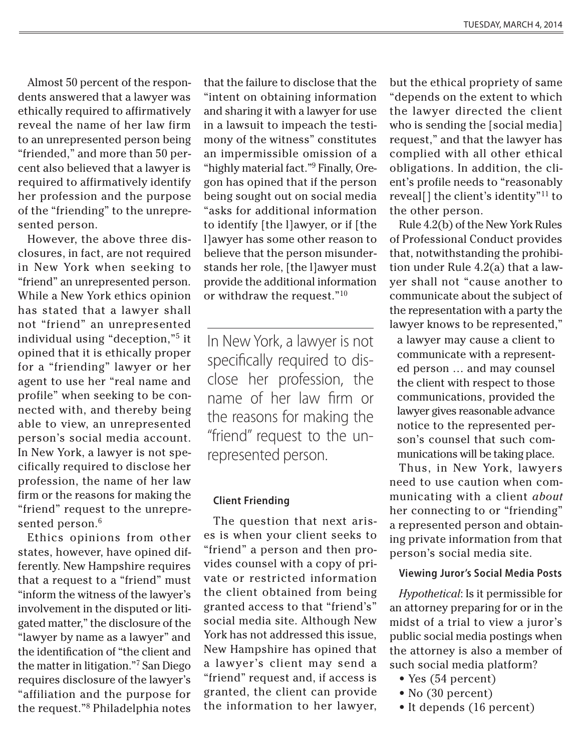Almost 50 percent of the respondents answered that a lawyer was ethically required to affirmatively reveal the name of her law firm to an unrepresented person being "friended," and more than 50 percent also believed that a lawyer is required to affirmatively identify her profession and the purpose of the "friending" to the unrepresented person.

However, the above three disclosures, in fact, are not required in New York when seeking to "friend" an unrepresented person. While a New York ethics opinion has stated that a lawyer shall not "friend" an unrepresented individual using "deception,"[5] it opined that it is ethically proper for a "friending" lawyer or her agent to use her "real name and profile" when seeking to be connected with, and thereby being able to view, an unrepresented person's social media account. In New York, a lawyer is not specifically required to disclose her profession, the name of her law firm or the reasons for making the "friend" request to the unrepresented person.[6]

Ethics opinions from other states, however, have opined differently. New Hampshire requires that a request to a "friend" must "inform the witness of the lawyer's involvement in the disputed or litigated matter," the disclosure of the "lawyer by name as a lawyer" and the identification of "the client and the matter in litigation."[7] San Diego requires disclosure of the lawyer's "affiliation and the purpose for the request."[8] Philadelphia notes that the failure to disclose that the "intent on obtaining information and sharing it with a lawyer for use in a lawsuit to impeach the testimony of the witness" constitutes an impermissible omission of a "highly material fact."[9] Finally, Oregon has opined that if the person being sought out on social media "asks for additional information to identify [the l]awyer, or if [the l]awyer has some other reason to believe that the person misunderstands her role, [the l]awyer must provide the additional information or withdraw the request."[10]

> In New York, a lawyer is not specifically required to disclose her profession, the name of her law firm or the reasons for making the "friend" request to the unrepresented person.

### Client Friending

The question that next arises is when your client seeks to "friend" a person and then provides counsel with a copy of private or restricted information the client obtained from being granted access to that "friend's" social media site. Although New York has not addressed this issue, New Hampshire has opined that a lawyer's client may send a "friend" request and, if access is granted, the client can provide the information to her lawyer, but the ethical propriety of same "depends on the extent to which the lawyer directed the client who is sending the [social media] request," and that the lawyer has complied with all other ethical obligations. In addition, the client's profile needs to "reasonably reveal[] the client's identity"[11] to the other person.

Rule 4.2(b) of the New York Rules of Professional Conduct provides that, notwithstanding the prohibition under Rule 4.2(a) that a lawyer shall not "cause another to communicate about the subject of the representation with a party the lawyer knows to be represented,"

> a lawyer may cause a client to communicate with a represented person … and may counsel the client with respect to those communications, provided the lawyer gives reasonable advance notice to the represented person's counsel that such communications will be taking place.

Thus, in New York, lawyers need to use caution when communicating with a client *about* her connecting to or "friending" a represented person and obtaining private information from that person's social media site.

### Viewing Juror's Social Media Posts

*Hypothetical*: Is it permissible for an attorney preparing for or in the midst of a trial to view a juror's public social media postings when the attorney is also a member of such social media platform?

- Yes (54 percent)
- No (30 percent)
- It depends (16 percent)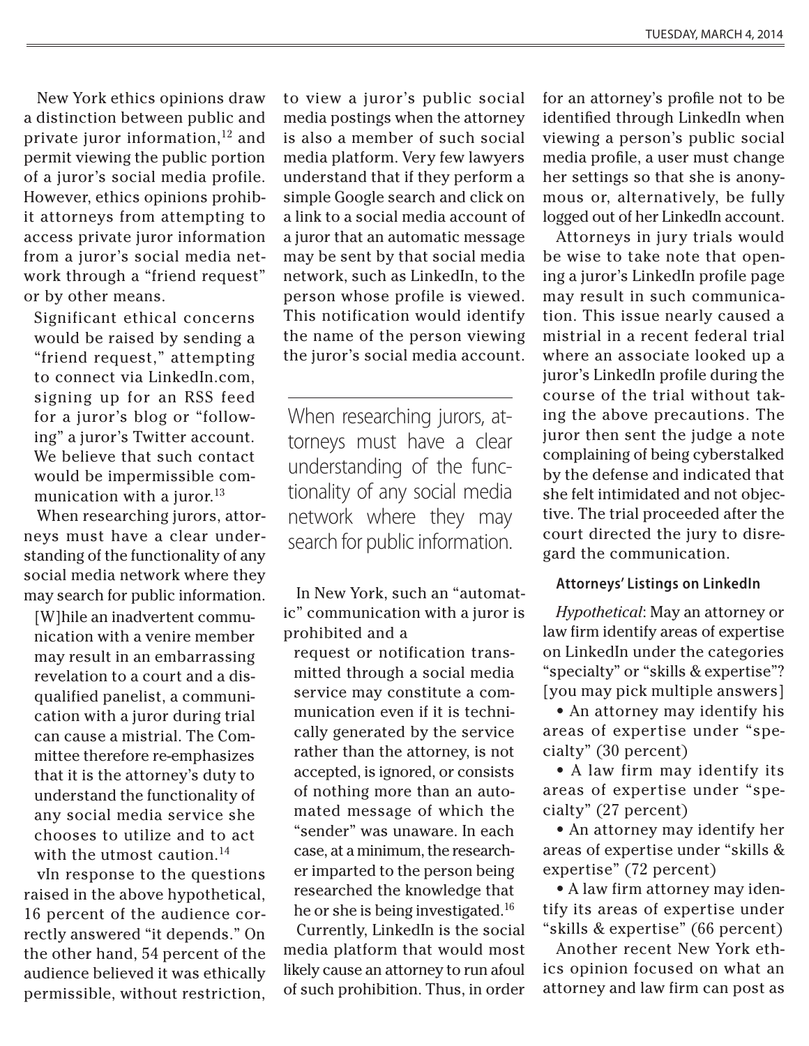New York ethics opinions draw a distinction between public and private juror information,[12] and permit viewing the public portion of a juror's social media profile. However, ethics opinions prohibit attorneys from attempting to access private juror information from a juror's social media network through a "friend request" or by other means.

> Significant ethical concerns would be raised by sending a "friend request," attempting to connect via LinkedIn.com, signing up for an RSS feed for a juror's blog or "following" a juror's Twitter account. We believe that such contact would be impermissible communication with a juror.[13]

When researching jurors, attorneys must have a clear understanding of the functionality of any social media network where they may search for public information.

> [W]hile an inadvertent communication with a venire member may result in an embarrassing revelation to a court and a disqualified panelist, a communication with a juror during trial can cause a mistrial. The Committee therefore re-emphasizes that it is the attorney's duty to understand the functionality of any social media service she chooses to utilize and to act with the utmost caution.[14]

vIn response to the questions raised in the above hypothetical, 16 percent of the audience correctly answered "it depends." On the other hand, 54 percent of the audience believed it was ethically permissible, without restriction, to view a juror's public social media postings when the attorney is also a member of such social media platform. Very few lawyers understand that if they perform a simple Google search and click on a link to a social media account of a juror that an automatic message may be sent by that social media network, such as LinkedIn, to the person whose profile is viewed. This notification would identify the name of the person viewing the juror's social media account.

> When researching jurors, attorneys must have a clear understanding of the functionality of any social media network where they may search for public information.

In New York, such an "automatic" communication with a juror is prohibited and a

> request or notification transmitted through a social media service may constitute a communication even if it is technically generated by the service rather than the attorney, is not accepted, is ignored, or consists of nothing more than an automated message of which the "sender" was unaware. In each case, at a minimum, the researcher imparted to the person being researched the knowledge that he or she is being investigated.[16]

Currently, LinkedIn is the social media platform that would most likely cause an attorney to run afoul of such prohibition. Thus, in order for an attorney's profile not to be identified through LinkedIn when viewing a person's public social media profile, a user must change her settings so that she is anonymous or, alternatively, be fully logged out of her LinkedIn account.

Attorneys in jury trials would be wise to take note that opening a juror's LinkedIn profile page may result in such communication. This issue nearly caused a mistrial in a recent federal trial where an associate looked up a juror's LinkedIn profile during the course of the trial without taking the above precautions. The juror then sent the judge a note complaining of being cyberstalked by the defense and indicated that she felt intimidated and not objective. The trial proceeded after the court directed the jury to disregard the communication.

#### Attorneys' Listings on LinkedIn

*Hypothetical*: May an attorney or law firm identify areas of expertise on LinkedIn under the categories "specialty" or "skills & expertise"? [you may pick multiple answers]

- An attorney may identify his areas of expertise under "specialty" (30 percent)
- A law firm may identify its areas of expertise under "specialty" (27 percent)
- An attorney may identify her areas of expertise under "skills & expertise" (72 percent)
- A law firm attorney may identify its areas of expertise under "skills & expertise" (66 percent)

Another recent New York ethics opinion focused on what an attorney and law firm can post as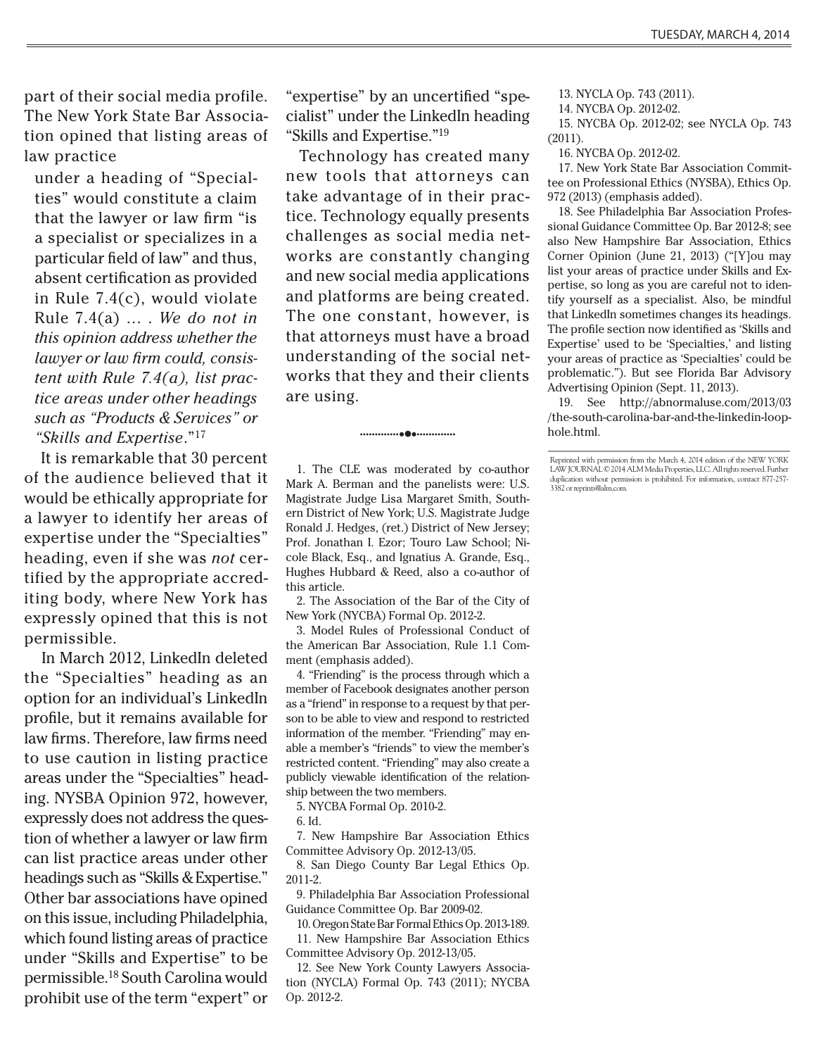part of their social media profile. The New York State Bar Association opined that listing areas of law practice

> under a heading of "Specialties" would constitute a claim that the lawyer or law firm "is a specialist or specializes in a particular field of law" and thus, absent certification as provided in Rule 7.4(c), would violate Rule 7.4(a) … . *We do not in this opinion address whether the lawyer or law firm could, consistent with Rule 7.4(a), list practice areas under other headings such as "Products & Services" or "Skills and Expertise*."[17]

It is remarkable that 30 percent of the audience believed that it would be ethically appropriate for a lawyer to identify her areas of expertise under the "Specialties" heading, even if she was *not* certified by the appropriate accrediting body, where New York has expressly opined that this is not permissible.

In March 2012, LinkedIn deleted the "Specialties" heading as an option for an individual's LinkedIn profile, but it remains available for law firms. Therefore, law firms need to use caution in listing practice areas under the "Specialties" heading. NYSBA Opinion 972, however, expressly does not address the question of whether a lawyer or law firm can list practice areas under other headings such as "Skills & Expertise." Other bar associations have opined on this issue, including Philadelphia, which found listing areas of practice under "Skills and Expertise" to be permissible.[18] South Carolina would prohibit use of the term "expert" or "expertise" by an uncertified "specialist" under the LinkedIn heading "Skills and Expertise."[19]

Technology has created many new tools that attorneys can take advantage of in their practice. Technology equally presents challenges as social media networks are constantly changing and new social media applications and platforms are being created. The one constant, however, is that attorneys must have a broad understanding of the social networks that they and their clients are using.

---

1. The CLE was moderated by co-author Mark A. Berman and the panelists were: U.S. Magistrate Judge Lisa Margaret Smith, Southern District of New York; U.S. Magistrate Judge Ronald J. Hedges, (ret.) District of New Jersey; Prof. Jonathan I. Ezor; Touro Law School; Nicole Black, Esq., and Ignatius A. Grande, Esq., Hughes Hubbard & Reed, also a co-author of this article.

2. The Association of the Bar of the City of New York (NYCBA) Formal Op. 2012-2.

3. Model Rules of Professional Conduct of the American Bar Association, Rule 1.1 Comment (emphasis added).

4. "Friending" is the process through which a member of Facebook designates another person as a "friend" in response to a request by that person to be able to view and respond to restricted information of the member. "Friending" may enable a member's "friends" to view the member's restricted content. "Friending" may also create a publicly viewable identification of the relationship between the two members.

5. NYCBA Formal Op. 2010-2.

6. Id.

7. New Hampshire Bar Association Ethics Committee Advisory Op. 2012-13/05.

8. San Diego County Bar Legal Ethics Op. 2011-2.

9. Philadelphia Bar Association Professional Guidance Committee Op. Bar 2009-02.

10. Oregon State Bar Formal Ethics Op. 2013-189.

11. New Hampshire Bar Association Ethics Committee Advisory Op. 2012-13/05.

12. See New York County Lawyers Association (NYCLA) Formal Op. 743 (2011); NYCBA Op. 2012-2.

13. NYCLA Op. 743 (2011).

14. NYCBA Op. 2012-02.

15. NYCBA Op. 2012-02; see NYCLA Op. 743 (2011).

16. NYCBA Op. 2012-02.

17. New York State Bar Association Committee on Professional Ethics (NYSBA), Ethics Op. 972 (2013) (emphasis added).

18. See Philadelphia Bar Association Professional Guidance Committee Op. Bar 2012-8; see also New Hampshire Bar Association, Ethics Corner Opinion (June 21, 2013) ("[Y]ou may list your areas of practice under Skills and Expertise, so long as you are careful not to identify yourself as a specialist. Also, be mindful that LinkedIn sometimes changes its headings. The profile section now identified as 'Skills and Expertise' used to be 'Specialties,' and listing your areas of practice as 'Specialties' could be problematic."). But see Florida Bar Advisory Advertising Opinion (Sept. 11, 2013).

19. See http://abnormaluse.com/2013/03/the-south-carolina-bar-and-the-linkedin-loophole.html.

Reprinted with permission from the March 4, 2014 edition of the NEW YORK LAW JOURNAL © 2014 ALM Media Properties, LLC. All rights reserved. Further duplication without permission is prohibited. For information, contact 877-257-3382 or reprints@alm.com.